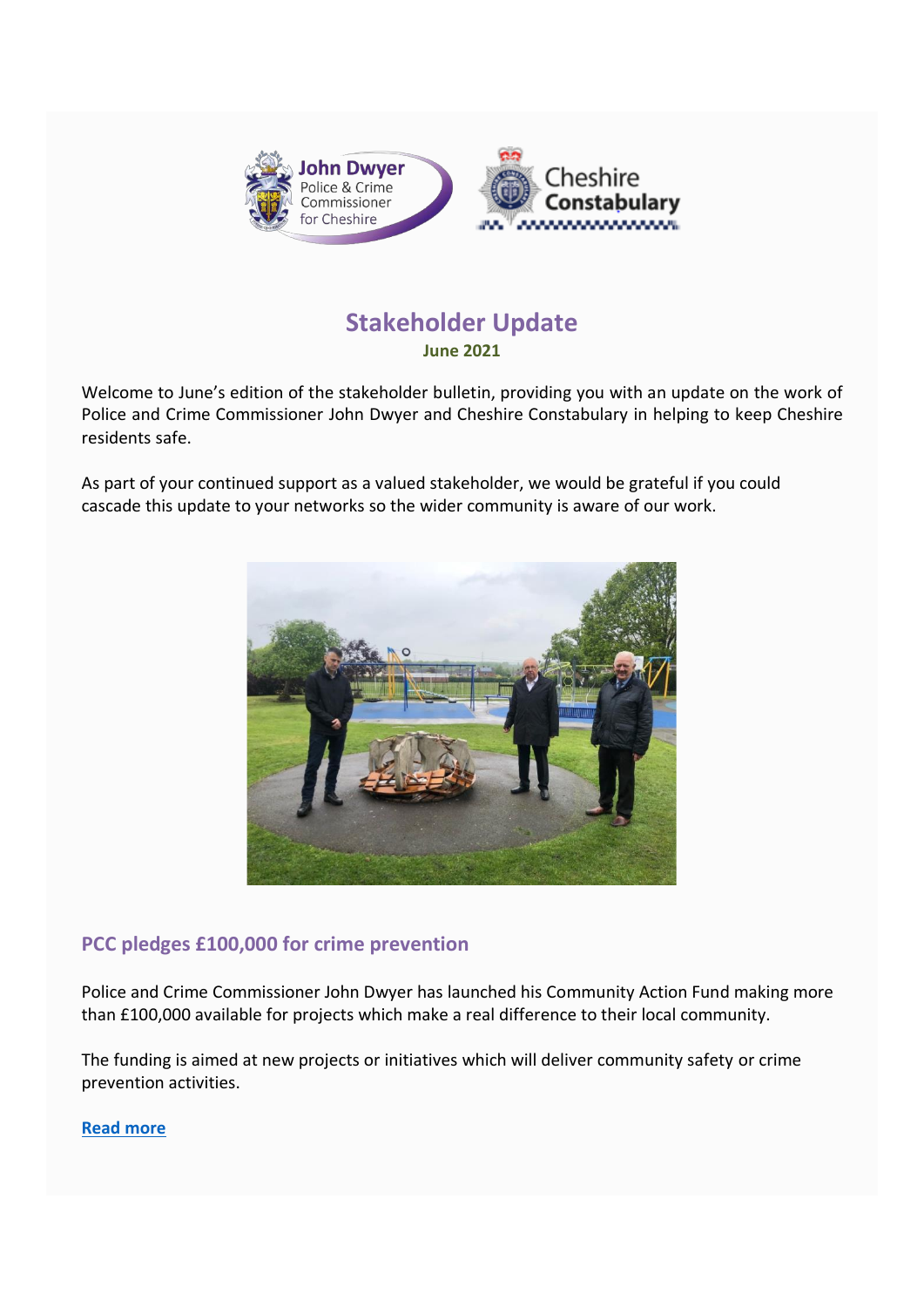# Stakeholder Update

**June 2021**

Welcome to June's edition of the stakeholder bulletin, providing you with an update on the work of Police and Crime Commissioner John Dwyer and Cheshire Constabulary in helping to keep Cheshire residents safe.

As part of your continued support as a valued stakeholder, we would be grateful if you could cascade this update to your networks so the wider community is aware of our work.

## PCC pledges £100,000 for crime prevention

Police and Crime Commissioner John Dwyer has launched his Community Action Fund making more than £100,000 available for projects which make a real difference to their local community.

The funding is aimed at new projects or initiatives which will deliver community safety or crime prevention activities.

**Read more**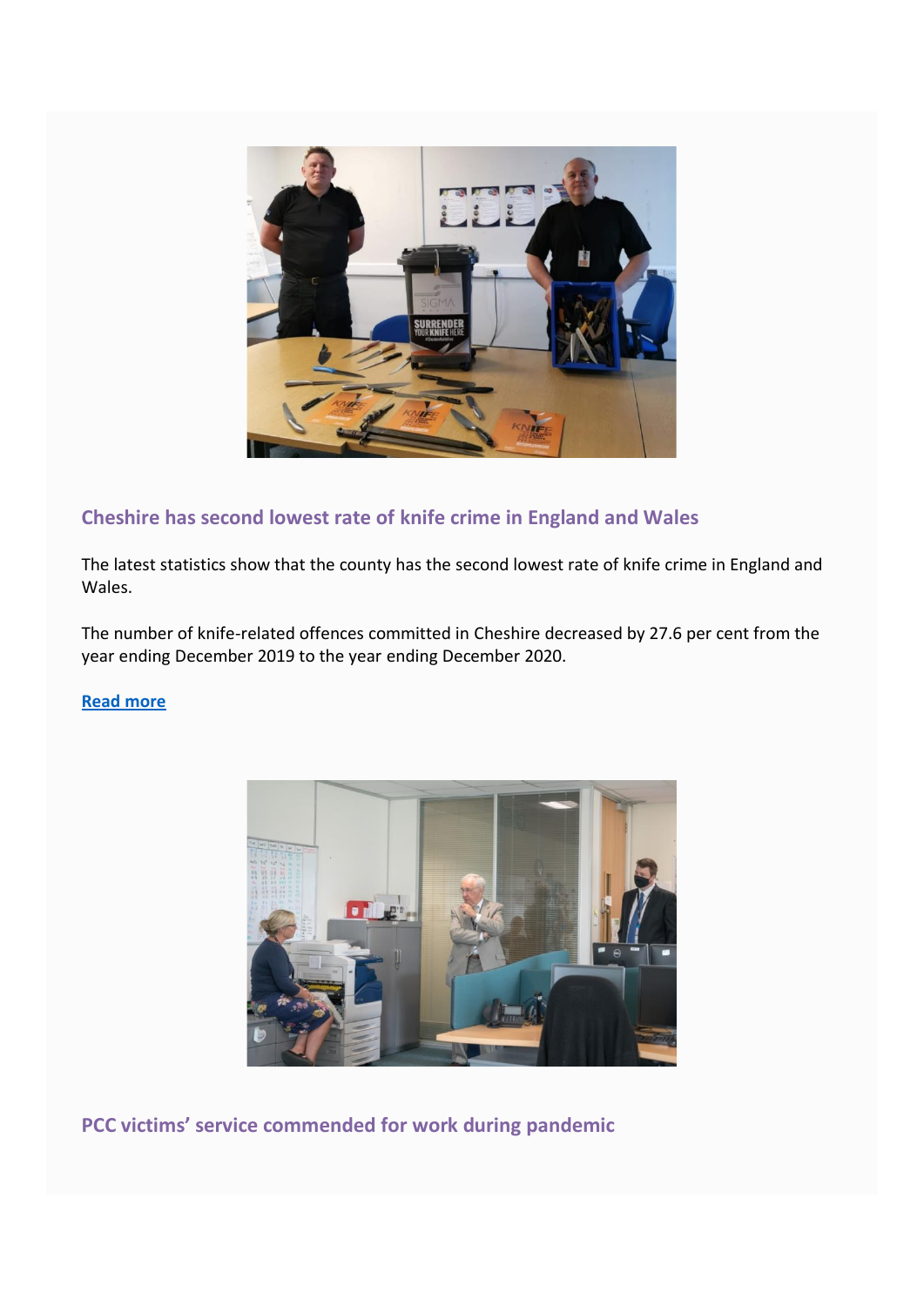## Cheshire has second lowest rate of knife crime in England and Wales

The latest statistics show that the county has the second lowest rate of knife crime in England and Wales.

The number of knife-related offences committed in Cheshire decreased by 27.6 per cent from the year ending December 2019 to the year ending December 2020.

**Read more**

## PCC victims' service commended for work during pandemic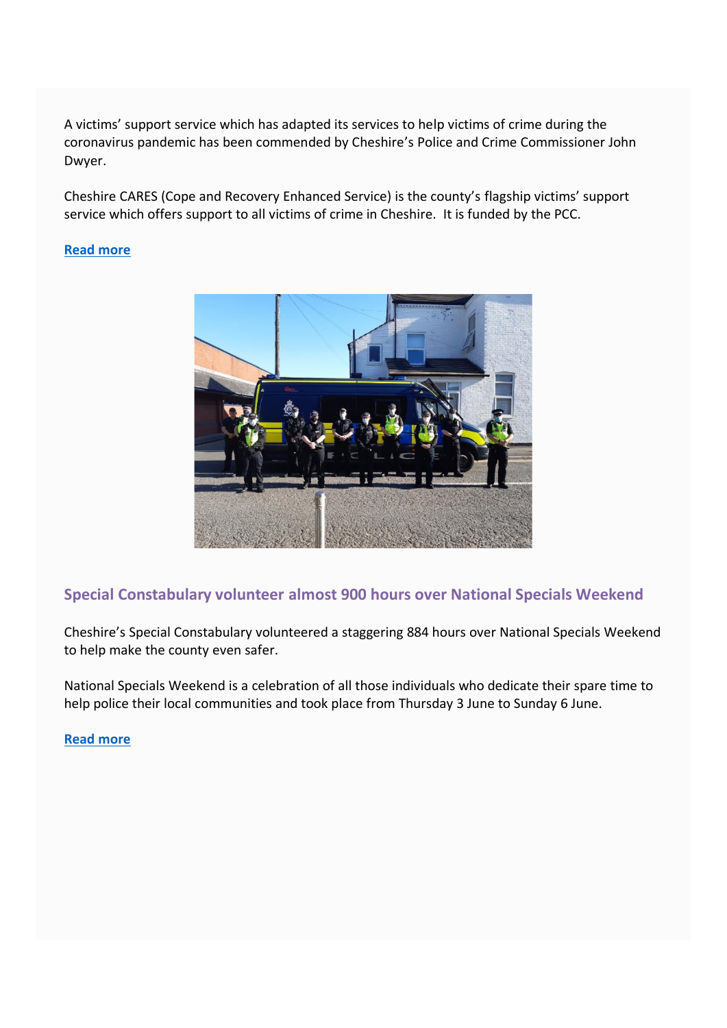A victims' support service which has adapted its services to help victims of crime during the coronavirus pandemic has been commended by Cheshire's Police and Crime Commissioner John Dwyer.

Cheshire CARES (Cope and Recovery Enhanced Service) is the county's flagship victims' support service which offers support to all victims of crime in Cheshire. It is funded by the PCC.

**Read more**

## Special Constabulary volunteer almost 900 hours over National Specials Weekend

Cheshire's Special Constabulary volunteered a staggering 884 hours over National Specials Weekend to help make the county even safer.

National Specials Weekend is a celebration of all those individuals who dedicate their spare time to help police their local communities and took place from Thursday 3 June to Sunday 6 June.

**Read more**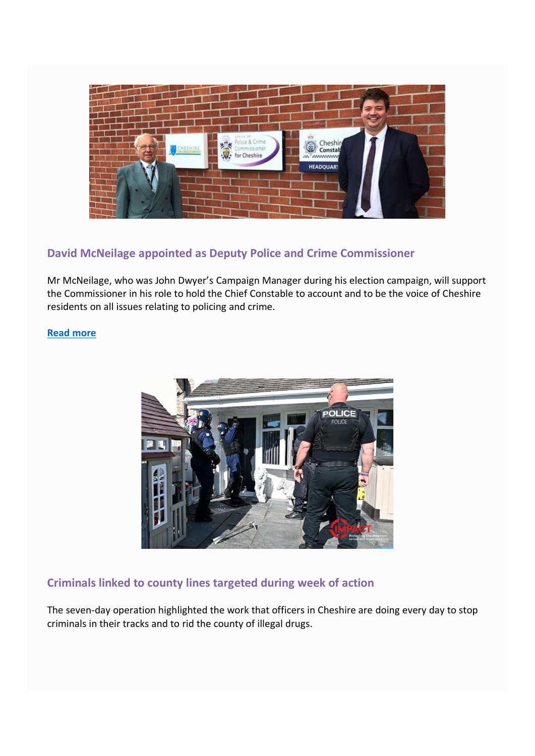## David McNeilage appointed as Deputy Police and Crime Commissioner

Mr McNeilage, who was John Dwyer's Campaign Manager during his election campaign, will support the Commissioner in his role to hold the Chief Constable to account and to be the voice of Cheshire residents on all issues relating to policing and crime.

**Read more**

## Criminals linked to county lines targeted during week of action

The seven-day operation highlighted the work that officers in Cheshire are doing every day to stop criminals in their tracks and to rid the county of illegal drugs.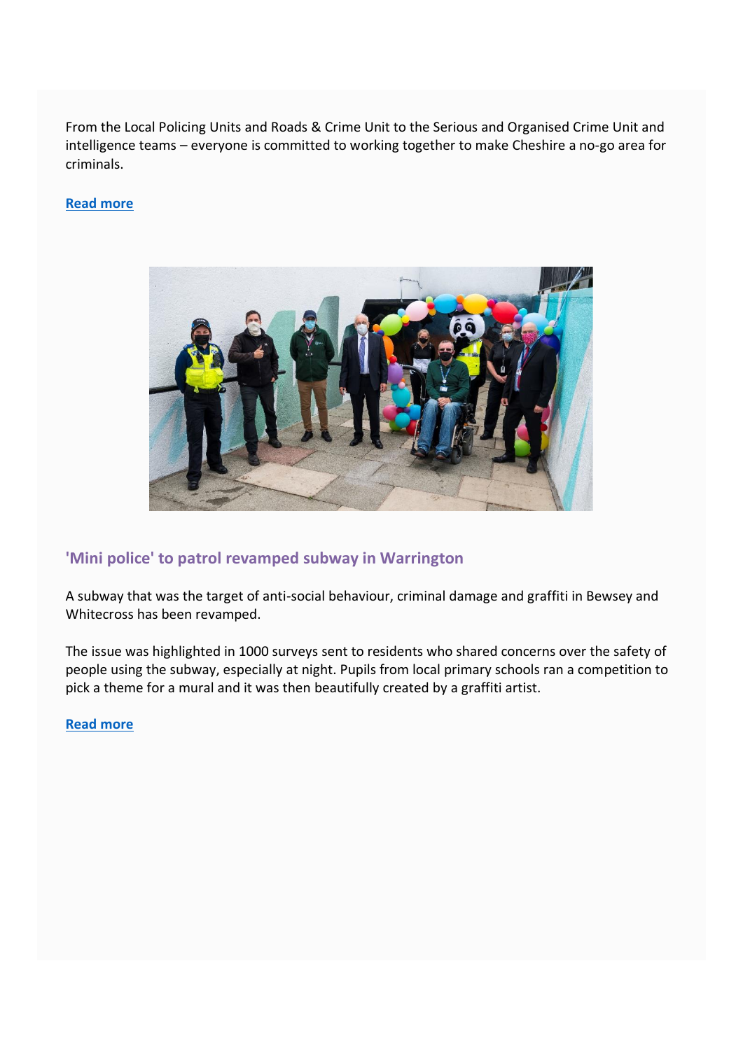From the Local Policing Units and Roads & Crime Unit to the Serious and Organised Crime Unit and intelligence teams – everyone is committed to working together to make Cheshire a no-go area for criminals.

**Read more**

## 'Mini police' to patrol revamped subway in Warrington

A subway that was the target of anti-social behaviour, criminal damage and graffiti in Bewsey and Whitecross has been revamped.

The issue was highlighted in 1000 surveys sent to residents who shared concerns over the safety of people using the subway, especially at night. Pupils from local primary schools ran a competition to pick a theme for a mural and it was then beautifully created by a graffiti artist.

**Read more**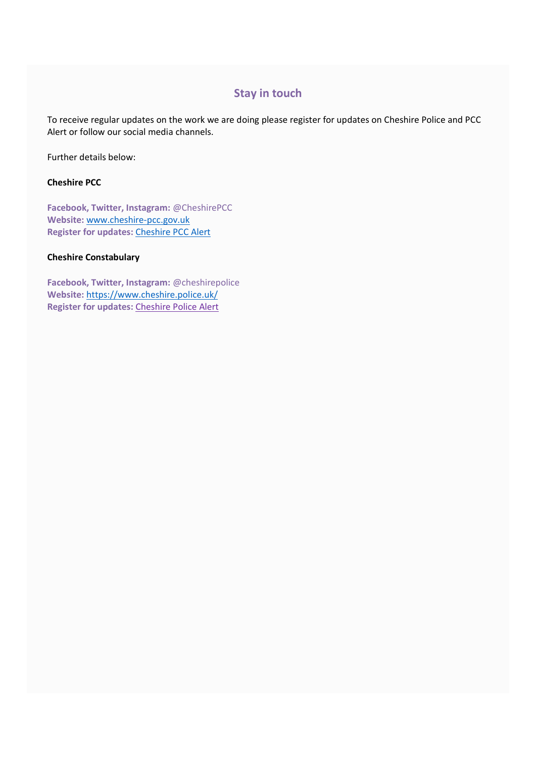## Stay in touch

To receive regular updates on the work we are doing please register for updates on Cheshire Police and PCC Alert or follow our social media channels.

Further details below:

**Cheshire PCC**

**Facebook, Twitter, Instagram:** @CheshirePCC
**Website:** www.cheshire-pcc.gov.uk
**Register for updates:** Cheshire PCC Alert

**Cheshire Constabulary**

**Facebook, Twitter, Instagram:** @cheshirepolice
**Website:** https://www.cheshire.police.uk/
**Register for updates:** Cheshire Police Alert